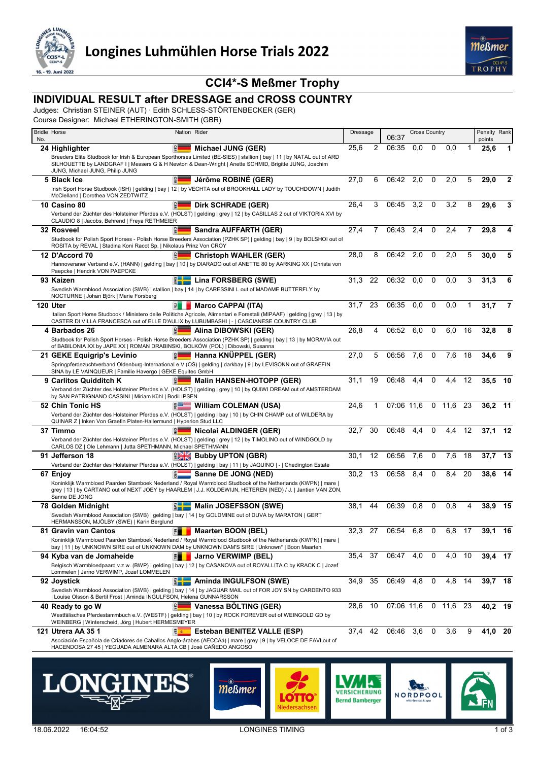# Longines Luhmühlen Horse Trials 2022

## CCI4*-S Meßmer Trophy

## INDIVIDUAL RESULT after DRESSAGE and CROSS COUNTRY

Judges: Christian STEINER (AUT) · Edith SCHLESS-STÖRTENBECKER (GER)
Course Designer: Michael ETHERINGTON-SMITH (GBR)

| Bridle No. | Horse | Nation | Rider | Dressage | | Cross Country 06:37 | | | | | Penalty points | Rank |
|---|---|---|---|---|---|---|---|---|---|---|---|---|
| 24 | Highlighter | GER | Michael JUNG (GER) | 25,6 | 2 | 06:35 | 0,0 | 0 | 0,0 | 1 | 25,6 | 1 |
| | Breeders Elite Studbook for Irish & European Sporthorses Limited (BE-SIES) \| stallion \| bay \| 11 \| by NATAL out of ARD SILHOUETTE by LANDGRAF I \| Messers G & H Newton & Dean-Wright \| Anette SCHMID, Brigitte JUNG, Joachim JUNG, Michael JUNG, Philip JUNG | | | | | | | | | | | |
| 5 | Black Ice | GER | Jérôme ROBINÉ (GER) | 27,0 | 6 | 06:42 | 2,0 | 0 | 2,0 | 5 | 29,0 | 2 |
| | Irish Sport Horse Studbook (ISH) \| gelding \| bay \| 12 \| by VECHTA out of BROOKHALL LADY by TOUCHDOWN \| Judith McClelland \| Dorothea VON ZEDTWITZ | | | | | | | | | | | |
| 10 | Casino 80 | GER | Dirk SCHRADE (GER) | 26,4 | 3 | 06:45 | 3,2 | 0 | 3,2 | 8 | 29,6 | 3 |
| | Verband der Züchter des Holsteiner Pferdes e.V. (HOLST) \| gelding \| grey \| 12 \| by CASILLAS 2 out of VIKTORIA XVI by CLAUDIO 8 \| Jacobs, Behrend \| Freya RETHMEIER | | | | | | | | | | | |
| 32 | Rosveel | GER | Sandra AUFFARTH (GER) | 27,4 | 7 | 06:43 | 2,4 | 0 | 2,4 | 7 | 29,8 | 4 |
| | Studbook for Polish Sport Horses - Polish Horse Breeders Association (PZHK SP) \| gelding \| bay \| 9 \| by BOLSHOI out of ROSITA by REVAL \| Stadina Koni Racot Sp. \| Nikolaus Prinz Von CROY | | | | | | | | | | | |
| 12 | D'Accord 70 | GER | Christoph WAHLER (GER) | 28,0 | 8 | 06:42 | 2,0 | 0 | 2,0 | 5 | 30,0 | 5 |
| | Hannoveraner Verband e.V. (HANN) \| gelding \| bay \| 10 \| by DIARADO out of ANETTE 80 by AARKING XX \| Christa von Paepcke \| Hendrik VON PAEPCKE | | | | | | | | | | | |
| 93 | Kaizen | SWE | Lina FORSBERG (SWE) | 31,3 | 22 | 06:32 | 0,0 | 0 | 0,0 | 3 | 31,3 | 6 |
| | Swedish Warmblood Association (SWB) \| stallion \| bay \| 14 \| by CARESSINI L out of MADAME BUTTERFLY by NOCTURNE \| Johan Björk \| Marie Forsberg | | | | | | | | | | | |
| 120 | Uter | ITA | Marco CAPPAI (ITA) | 31,7 | 23 | 06:35 | 0,0 | 0 | 0,0 | 1 | 31,7 | 7 |
| | Italian Sport Horse Studbook / Ministero delle Politiche Agricole, Alimentari e Forestali (MIPAAF) \| gelding \| grey \| 13 \| by CASTER DI VILLA FRANCESCA out of ELLE D'AULIX by LUBUMBASHI \| - \| CASCIANESE COUNTRY CLUB | | | | | | | | | | | |
| 4 | Barbados 26 | GER | Alina DIBOWSKI (GER) | 26,8 | 4 | 06:52 | 6,0 | 0 | 6,0 | 16 | 32,8 | 8 |
| | Studbook for Polish Sport Horses - Polish Horse Breeders Association (PZHK SP) \| gelding \| bay \| 13 \| by MORAVIA out of BABILONIA XX by JAPE XX \| ROMAN DRABINSKI, BOLKÓW (POL) \| Dibowski, Susanna | | | | | | | | | | | |
| 21 | GEKE Equigrip's Levinio | GER | Hanna KNÜPPEL (GER) | 27,0 | 5 | 06:56 | 7,6 | 0 | 7,6 | 18 | 34,6 | 9 |
| | Springpferdezuchtverband Oldenburg-International e.V (OS) \| gelding \| darkbay \| 9 \| by LEVISONN out of GRAEFIN SINA by LE VAINQUEUR \| Familie Havergo \| GEKE Equitec GmbH | | | | | | | | | | | |
| 9 | Carlitos Quidditch K | GER | Malin HANSEN-HOTOPP (GER) | 31,1 | 19 | 06:48 | 4,4 | 0 | 4,4 | 12 | 35,5 | 10 |
| | Verband der Züchter des Holsteiner Pferdes e.V. (HOLST) \| gelding \| grey \| 10 \| by QUIWI DREAM out of AMSTERDAM by SAN PATRIGNANO CASSINI \| Miriam Kühl \| Bodil IPSEN | | | | | | | | | | | |
| 52 | Chin Tonic HS | USA | William COLEMAN (USA) | 24,6 | 1 | 07:06 | 11,6 | 0 | 11,6 | 23 | 36,2 | 11 |
| | Verband der Züchter des Holsteiner Pferdes e.V. (HOLST) \| gelding \| bay \| 10 \| by CHIN CHAMP out of WILDERA by QUINAR Z \| Inken Von Graefin Platen-Hallermund \| Hyperion Stud LLC | | | | | | | | | | | |
| 37 | Timmo | GER | Nicolai ALDINGER (GER) | 32,7 | 30 | 06:48 | 4,4 | 0 | 4,4 | 12 | 37,1 | 12 |
| | Verband der Züchter des Holsteiner Pferdes e.V. (HOLST) \| gelding \| grey \| 12 \| by TIMOLINO out of WINDGOLD by CARLOS DZ \| Ole Lehmann \| Jutta SPETHMANN, Michael SPETHMANN | | | | | | | | | | | |
| 91 | Jefferson 18 | GBR | Bubby UPTON (GBR) | 30,1 | 12 | 06:56 | 7,6 | 0 | 7,6 | 18 | 37,7 | 13 |
| | Verband der Züchter des Holsteiner Pferdes e.V. (HOLST) \| gelding \| bay \| 11 \| by JAQUINO \| - \| Chedington Estate | | | | | | | | | | | |
| 67 | Enjoy | NED | Sanne DE JONG (NED) | 30,2 | 13 | 06:58 | 8,4 | 0 | 8,4 | 20 | 38,6 | 14 |
| | Koninklijk Warmbloed Paarden Stamboek Nederland / Royal Warmblood Studbook of the Netherlands (KWPN) \| mare \| grey \| 13 \| by CARTANO out of NEXT JOEY by HAARLEM \| J.J. KOLDEWIJN, HETEREN (NED) / J. \| Jantien VAN ZON, Sanne DE JONG | | | | | | | | | | | |
| 78 | Golden Midnight | SWE | Malin JOSEFSSON (SWE) | 38,1 | 44 | 06:39 | 0,8 | 0 | 0,8 | 4 | 38,9 | 15 |
| | Swedish Warmblood Association (SWB) \| gelding \| bay \| 14 \| by GOLDMINE out of DUVA by MARATON \| GERT HERMANSSON, MJÖLBY (SWE) \| Karin Berglund | | | | | | | | | | | |
| 81 | Gravin van Cantos | BEL | Maarten BOON (BEL) | 32,3 | 27 | 06:54 | 6,8 | 0 | 6,8 | 17 | 39,1 | 16 |
| | Koninklijk Warmbloed Paarden Stamboek Nederland / Royal Warmblood Studbook of the Netherlands (KWPN) \| mare \| bay \| 11 \| by UNKNOWN SIRE out of UNKNOWN DAM by UNKNOWN DAM'S SIRE \| Unknown* \| Boon Maarten | | | | | | | | | | | |
| 94 | Kyba van de Jomaheide | BEL | Jarno VERWIMP (BEL) | 35,4 | 37 | 06:47 | 4,0 | 0 | 4,0 | 10 | 39,4 | 17 |
| | Belgisch Warmbloedpaard v.z.w. (BWP) \| gelding \| bay \| 12 \| by CASANOVA out of ROYALLITA C by KRACK C \| Jozef Lommelen \| Jarno VERWIMP, Jozef LOMMELEN | | | | | | | | | | | |
| 92 | Joystick | SWE | Aminda INGULFSON (SWE) | 34,9 | 35 | 06:49 | 4,8 | 0 | 4,8 | 14 | 39,7 | 18 |
| | Swedish Warmblood Association (SWB) \| gelding \| bay \| 14 \| by JAGUAR MAIL out of FOR JOY SN by CARDENTO 933 \| Louise Olsson & Bertil Frost \| Aminda INGULFSON, Helena GUNNARSSON | | | | | | | | | | | |
| 40 | Ready to go W | GER | Vanessa BÖLTING (GER) | 28,6 | 10 | 07:06 | 11,6 | 0 | 11,6 | 23 | 40,2 | 19 |
| | Westfälisches Pferdestammbuch e.V. (WESTF) \| gelding \| bay \| 10 \| by ROCK FOREVER out of WEINGOLD GD by WEINBERG \| Winterscheid, Jörg \| Hubert HERMESMEYER | | | | | | | | | | | |
| 121 | Utrera AA 35 1 | ESP | Esteban BENITEZ VALLE (ESP) | 37,4 | 42 | 06:46 | 3,6 | 0 | 3,6 | 9 | 41,0 | 20 |
| | Asociación Española de Criadores de Caballos Anglo-árabes (AECCAá) \| mare \| grey \| 9 \| by VELOCE DE FAVI out of HACENDOSA 27 45 \| YEGUADA ALMENARA ALTA CB \| José CAÑEDO ANGOSO | | | | | | | | | | | |

18.06.2022 16:04:52 LONGINES TIMING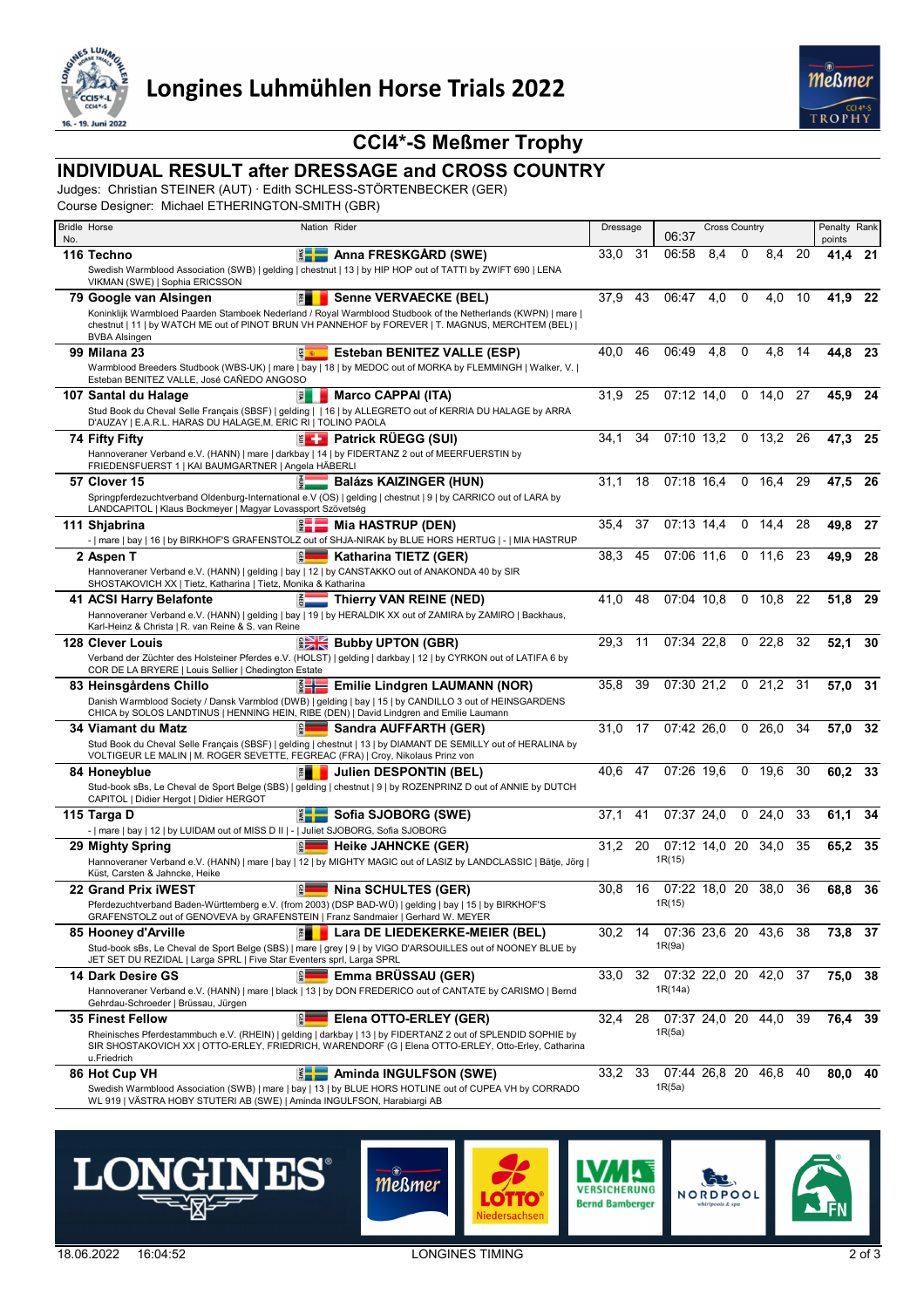# Longines Luhmühlen Horse Trials 2022

## CCI4*-S Meßmer Trophy

### INDIVIDUAL RESULT after DRESSAGE and CROSS COUNTRY

Judges: Christian STEINER (AUT) · Edith SCHLESS-STÖRTENBECKER (GER)

Course Designer: Michael ETHERINGTON-SMITH (GBR)

| Bridle No. | Horse | Nation | Rider | Dressage | | Cross Country 06:37 | | | | | | Penalty points | Rank |
|---|---|---|---|---|---|---|---|---|---|---|---|---|---|
| 116 | **Techno** | SWE | **Anna FRESKGÅRD (SWE)** | 33,0 | 31 | 06:58 | 8,4 | 0 | | 8,4 | 20 | **41,4** | **21** |
| | Swedish Warmblood Association (SWB) \| gelding \| chestnut \| 13 \| by HIP HOP out of TATTI by ZWIFT 690 \| LENA VIKMAN (SWE) \| Sophia ERICSSON | | | | | | | | | | | | |
| 79 | **Google van Alsingen** | BEL | **Senne VERVAECKE (BEL)** | 37,9 | 43 | 06:47 | 4,0 | 0 | | 4,0 | 10 | **41,9** | **22** |
| | Koninklijk Warmbloed Paarden Stamboek Nederland / Royal Warmblood Studbook of the Netherlands (KWPN) \| mare \| chestnut \| 11 \| by WATCH ME out of PINOT BRUN VH PANNEHOF by FOREVER \| T. MAGNUS, MERCHTEM (BEL) \| BVBA Alsingen | | | | | | | | | | | | |
| 99 | **Milana 23** | ESP | **Esteban BENITEZ VALLE (ESP)** | 40,0 | 46 | 06:49 | 4,8 | 0 | | 4,8 | 14 | **44,8** | **23** |
| | Warmblood Breeders Studbook (WBS-UK) \| mare \| bay \| 18 \| by MEDOC out of MORKA by FLEMMINGH \| Walker, V. \| Esteban BENITEZ VALLE, José CAÑEDO ANGOSO | | | | | | | | | | | | |
| 107 | **Santal du Halage** | ITA | **Marco CAPPAI (ITA)** | 31,9 | 25 | 07:12 | 14,0 | 0 | | 14,0 | 27 | **45,9** | **24** |
| | Stud Book du Cheval Selle Français (SBSF) \| gelding \| \| 16 \| by ALLEGRETO out of KERRIA DU HALAGE by ARRA D'AUZAY \| E.A.R.L. HARAS DU HALAGE,M. ERIC RI \| TOLINO PAOLA | | | | | | | | | | | | |
| 74 | **Fifty Fifty** | SUI | **Patrick RÜEGG (SUI)** | 34,1 | 34 | 07:10 | 13,2 | 0 | | 13,2 | 26 | **47,3** | **25** |
| | Hannoveraner Verband e.V. (HANN) \| mare \| darkbay \| 14 \| by FIDERTANZ 2 out of MEERFUERSTIN by FRIEDENSFUERST 1 \| KAI BAUMGARTNER \| Angela HÄBERLI | | | | | | | | | | | | |
| 57 | **Clover 15** | HUN | **Balázs KAIZINGER (HUN)** | 31,1 | 18 | 07:18 | 16,4 | 0 | | 16,4 | 29 | **47,5** | **26** |
| | Springpferdezuchtverband Oldenburg-International e.V (OS) \| gelding \| chestnut \| 9 \| by CARRICO out of LARA by LANDCAPITOL \| Klaus Bockmeyer \| Magyar Lovassport Szövetség | | | | | | | | | | | | |
| 111 | **Shjabrina** | DEN | **Mia HASTRUP (DEN)** | 35,4 | 37 | 07:13 | 14,4 | 0 | | 14,4 | 28 | **49,8** | **27** |
| | - \| mare \| bay \| 16 \| by BIRKHOF'S GRAFENSTOLZ out of SHJA-NIRAK by BLUE HORS HERTUG \| - \| MIA HASTRUP | | | | | | | | | | | | |
| 2 | **Aspen T** | GER | **Katharina TIETZ (GER)** | 38,3 | 45 | 07:06 | 11,6 | 0 | | 11,6 | 23 | **49,9** | **28** |
| | Hannoveraner Verband e.V. (HANN) \| gelding \| bay \| 12 \| by CANSTAKKO out of ANAKONDA 40 by SIR SHOSTAKOVICH XX \| Tietz, Katharina \| Tietz, Monika & Katharina | | | | | | | | | | | | |
| 41 | **ACSI Harry Belafonte** | NED | **Thierry VAN REINE (NED)** | 41,0 | 48 | 07:04 | 10,8 | 0 | | 10,8 | 22 | **51,8** | **29** |
| | Hannoveraner Verband e.V. (HANN) \| gelding \| bay \| 19 \| by HERALDIK XX out of ZAMIRA by ZAMIRO \| Backhaus, Karl-Heinz & Christa \| R. van Reine & S. van Reine | | | | | | | | | | | | |
| 128 | **Clever Louis** | GBR | **Bubby UPTON (GBR)** | 29,3 | 11 | 07:34 | 22,8 | 0 | | 22,8 | 32 | **52,1** | **30** |
| | Verband der Züchter des Holsteiner Pferdes e.V. (HOLST) \| gelding \| darkbay \| 12 \| by CYRKON out of LATIFA 6 by COR DE LA BRYERE \| Louis Sellier \| Chedington Estate | | | | | | | | | | | | |
| 83 | **Heinsgårdens Chillo** | NOR | **Emilie Lindgren LAUMANN (NOR)** | 35,8 | 39 | 07:30 | 21,2 | 0 | | 21,2 | 31 | **57,0** | **31** |
| | Danish Warmblood Society / Dansk Varmblod (DWB) \| gelding \| bay \| 15 \| by CANDILLO 3 out of HEINSGARDENS CHICA by SOLOS LANDTINUS \| HENNING HEIN, RIBE (DEN) \| David Lindgren and Emilie Laumann | | | | | | | | | | | | |
| 34 | **Viamant du Matz** | GER | **Sandra AUFFARTH (GER)** | 31,0 | 17 | 07:42 | 26,0 | 0 | | 26,0 | 34 | **57,0** | **32** |
| | Stud Book du Cheval Selle Français (SBSF) \| gelding \| chestnut \| 13 \| by DIAMANT DE SEMILLY out of HERALINA by VOLTIGEUR LE MALIN \| M. ROGER SEVETTE, FEGREAC (FRA) \| Croy, Nikolaus Prinz von | | | | | | | | | | | | |
| 84 | **Honeyblue** | BEL | **Julien DESPONTIN (BEL)** | 40,6 | 47 | 07:26 | 19,6 | 0 | | 19,6 | 30 | **60,2** | **33** |
| | Stud-book sBs, Le Cheval de Sport Belge (SBS) \| gelding \| chestnut \| 9 \| by ROZENPRINZ D out of ANNIE by DUTCH CAPITOL \| Didier Hergot \| Didier HERGOT | | | | | | | | | | | | |
| 115 | **Targa D** | SWE | **Sofia SJOBORG (SWE)** | 37,1 | 41 | 07:37 | 24,0 | 0 | | 24,0 | 33 | **61,1** | **34** |
| | - \| mare \| bay \| 12 \| by LUIDAM out of MISS D II \| - \| Juliet SJOBORG, Sofia SJOBORG | | | | | | | | | | | | |
| 29 | **Mighty Spring** | GER | **Heike JAHNCKE (GER)** | 31,2 | 20 | 07:12 | 14,0 | 20 | 1R(15) | 34,0 | 35 | **65,2** | **35** |
| | Hannoveraner Verband e.V. (HANN) \| mare \| bay \| 12 \| by MIGHTY MAGIC out of LASIZ by LANDCLASSIC \| Bätje, Jörg \| Küst, Carsten & Jahncke, Heike | | | | | | | | | | | | |
| 22 | **Grand Prix iWEST** | GER | **Nina SCHULTES (GER)** | 30,8 | 16 | 07:22 | 18,0 | 20 | 1R(15) | 38,0 | 36 | **68,8** | **36** |
| | Pferdezuchtverband Baden-Württemberg e.V. (from 2003) (DSP BAD-WÜ) \| gelding \| bay \| 15 \| by BIRKHOF'S GRAFENSTOLZ out of GENOVEVA by GRAFENSTEIN \| Franz Sandmaier \| Gerhard W. MEYER | | | | | | | | | | | | |
| 85 | **Hooney d'Arville** | BEL | **Lara DE LIEDEKERKE-MEIER (BEL)** | 30,2 | 14 | 07:36 | 23,6 | 20 | 1R(9a) | 43,6 | 38 | **73,8** | **37** |
| | Stud-book sBs, Le Cheval de Sport Belge (SBS) \| mare \| grey \| 9 \| by VIGO D'ARSOUILLES out of NOONEY BLUE by JET SET DU REZIDAL \| Larga SPRL \| Five Star Eventers sprl, Larga SPRL | | | | | | | | | | | | |
| 14 | **Dark Desire GS** | GER | **Emma BRÜSSAU (GER)** | 33,0 | 32 | 07:32 | 22,0 | 20 | 1R(14a) | 42,0 | 37 | **75,0** | **38** |
| | Hannoveraner Verband e.V. (HANN) \| mare \| black \| 13 \| by DON FREDERICO out of CANTATE by CARISMO \| Bernd Gehrdau-Schroeder \| Brüssau, Jürgen | | | | | | | | | | | | |
| 35 | **Finest Fellow** | GER | **Elena OTTO-ERLEY (GER)** | 32,4 | 28 | 07:37 | 24,0 | 20 | 1R(5a) | 44,0 | 39 | **76,4** | **39** |
| | Rheinisches Pferdestammbuch e.V. (RHEIN) \| gelding \| darkbay \| 13 \| by FIDERTANZ 2 out of SPLENDID SOPHIE by SIR SHOSTAKOVICH XX \| OTTO-ERLEY, FRIEDRICH, WARENDORF (G \| Elena OTTO-ERLEY, Otto-Erley, Catharina u.Friedrich | | | | | | | | | | | | |
| 86 | **Hot Cup VH** | SWE | **Aminda INGULFSON (SWE)** | 33,2 | 33 | 07:44 | 26,8 | 20 | 1R(5a) | 46,8 | 40 | **80,0** | **40** |
| | Swedish Warmblood Association (SWB) \| mare \| bay \| 13 \| by BLUE HORS HOTLINE out of CUPEA VH by CORRADO \| WL 919 \| VÄSTRA HOBY STUTERI AB (SWE) \| Aminda INGULFSON, Harabiargi AB | | | | | | | | | | | | |

18.06.2022 16:04:52 LONGINES TIMING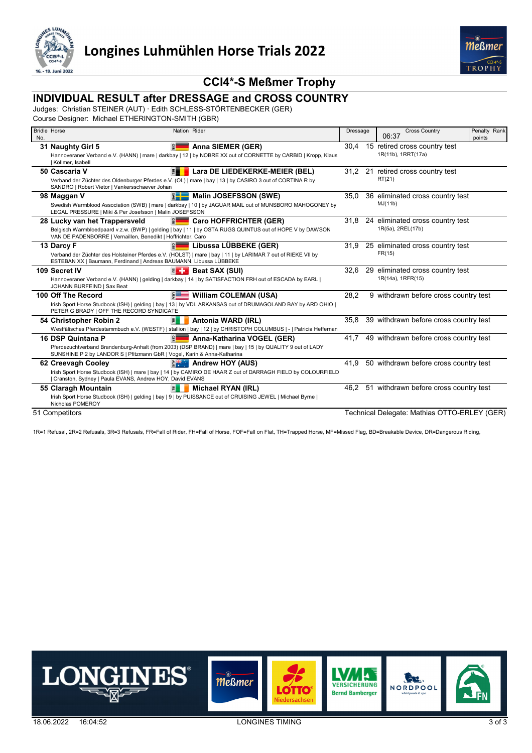# Longines Luhmühlen Horse Trials 2022

## CCI4*-S Meßmer Trophy

## INDIVIDUAL RESULT after DRESSAGE and CROSS COUNTRY

Judges: Christian STEINER (AUT) · Edith SCHLESS-STÖRTENBECKER (GER)

Course Designer: Michael ETHERINGTON-SMITH (GBR)

| Bridle No. | Horse | Nation | Rider | Dressage | | Cross Country 06:37 | Penalty points | Rank |
|---|---|---|---|---|---|---|---|---|
| 31 | Naughty Girl 5<br>Hannoveraner Verband e.V. (HANN) \| mare \| darkbay \| 12 \| by NOBRE XX out of CORNETTE by CARBID \| Kropp, Klaus \| Köllmer, Isabell | GER | Anna SIEMER (GER) | 30,4 | 15 | retired cross country test<br>1R(11b), 1RRT(17a) | | |
| 50 | Cascaria V<br>Verband der Züchter des Oldenburger Pferdes e.V. (OL) \| mare \| bay \| 13 \| by CASIRO 3 out of CORTINA R by SANDRO \| Robert Vietor \| Vankersschaever Johan | BEL | Lara DE LIEDEKERKE-MEIER (BEL) | 31,2 | 21 | retired cross country test<br>RT(21) | | |
| 98 | Maggan V<br>Swedish Warmblood Association (SWB) \| mare \| darkbay \| 10 \| by JAGUAR MAIL out of MUNSBORO MAHOGONEY by LEGAL PRESSURE \| Miki & Per Josefsson \| Malin JOSEFSSON | SWE | Malin JOSEFSSON (SWE) | 35,0 | 36 | eliminated cross country test<br>MJ(11b) | | |
| 28 | Lucky van het Trappersveld<br>Belgisch Warmbloedpaard v.z.w. (BWP) \| gelding \| bay \| 11 \| by OSTA RUGS QUINTUS out of HOPE V by DAWSON VAN DE PADENBORRE \| Vernaillen, Benedikt \| Hoffrichter, Caro | GER | Caro HOFFRICHTER (GER) | 31,8 | 24 | eliminated cross country test<br>1R(5a), 2REL(17b) | | |
| 13 | Darcy F<br>Verband der Züchter des Holsteiner Pferdes e.V. (HOLST) \| mare \| bay \| 11 \| by LARIMAR 7 out of RIEKE VII by ESTEBAN XX \| Baumann, Ferdinand \| Andreas BAUMANN, Libussa LÜBBEKE | GER | Libussa LÜBBEKE (GER) | 31,9 | 25 | eliminated cross country test<br>FR(15) | | |
| 109 | Secret IV<br>Hannoveraner Verband e.V. (HANN) \| gelding \| darkbay \| 14 \| by SATISFACTION FRH out of ESCADA by EARL \| JOHANN BURFEIND \| Sax Beat | SUI | Beat SAX (SUI) | 32,6 | 29 | eliminated cross country test<br>1R(14a), 1RFR(15) | | |
| 100 | Off The Record<br>Irish Sport Horse Studbook (ISH) \| gelding \| bay \| 13 \| by VDL ARKANSAS out of DRUMAGOLAND BAY by ARD OHIO \| PETER G BRADY \| OFF THE RECORD SYNDICATE | USA | William COLEMAN (USA) | 28,2 | 9 | withdrawn before cross country test | | |
| 54 | Christopher Robin 2<br>Westfälisches Pferdestammbuch e.V. (WESTF) \| stallion \| bay \| 12 \| by CHRISTOPH COLUMBUS \| - \| Patricia Heffernan | IRL | Antonia WARD (IRL) | 35,8 | 39 | withdrawn before cross country test | | |
| 16 | DSP Quintana P<br>Pferdezuchtverband Brandenburg-Anhalt (from 2003) (DSP BRAND) \| mare \| bay \| 15 \| by QUALITY 9 out of LADY SUNSHINE P 2 by LANDOR S \| Pfitzmann GbR \| Vogel, Karin & Anna-Katharina | GER | Anna-Katharina VOGEL (GER) | 41,7 | 49 | withdrawn before cross country test | | |
| 62 | Creevagh Cooley<br>Irish Sport Horse Studbook (ISH) \| mare \| bay \| 14 \| by CAMIRO DE HAAR Z out of DARRAGH FIELD by COLOURFIELD \| Cranston, Sydney \| Paula EVANS, Andrew HOY, David EVANS | AUS | Andrew HOY (AUS) | 41,9 | 50 | withdrawn before cross country test | | |
| 55 | Claragh Mountain<br>Irish Sport Horse Studbook (ISH) \| gelding \| bay \| 9 \| by PUISSANCE out of CRUISING JEWEL \| Michael Byrne \| Nicholas POMEROY | IRL | Michael RYAN (IRL) | 46,2 | 51 | withdrawn before cross country test | | |

51 Competitors

Technical Delegate: Mathias OTTO-ERLEY (GER)

1R=1 Refusal, 2R=2 Refusals, 3R=3 Refusals, FR=Fall of Rider, FH=Fall of Horse, FOF=Fall on Flat, TH=Trapped Horse, MF=Missed Flag, BD=Breakable Device, DR=Dangerous Riding,

18.06.2022 16:04:52 LONGINES TIMING